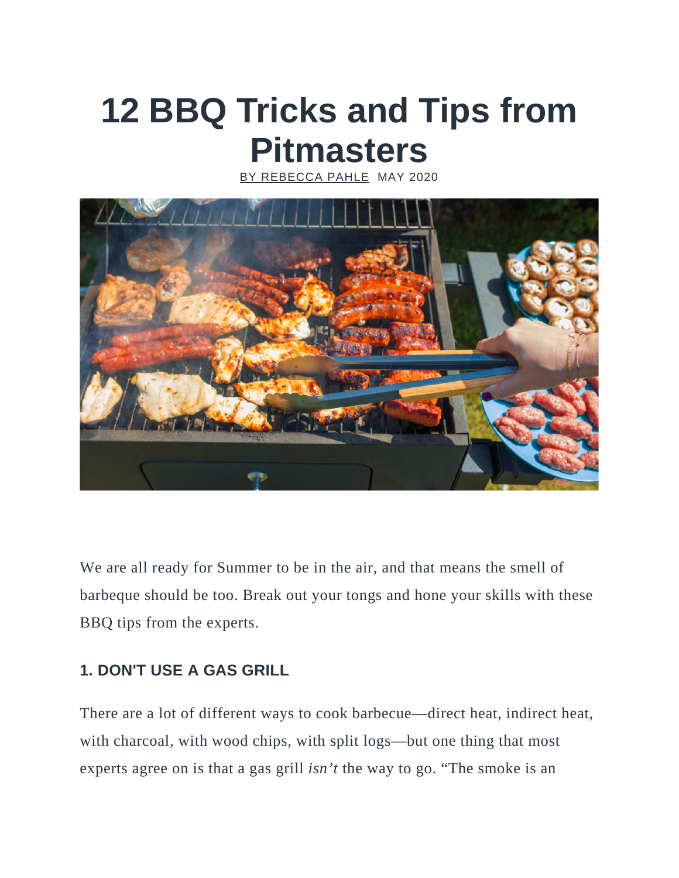# 12 BBQ Tricks and Tips from Pitmasters

BY REBECCA PAHLE MAY 2020

We are all ready for Summer to be in the air, and that means the smell of barbeque should be too. Break out your tongs and hone your skills with these BBQ tips from the experts.

## 1. DON'T USE A GAS GRILL

There are a lot of different ways to cook barbecue—direct heat, indirect heat, with charcoal, with wood chips, with split logs—but one thing that most experts agree on is that a gas grill *isn't* the way to go. "The smoke is an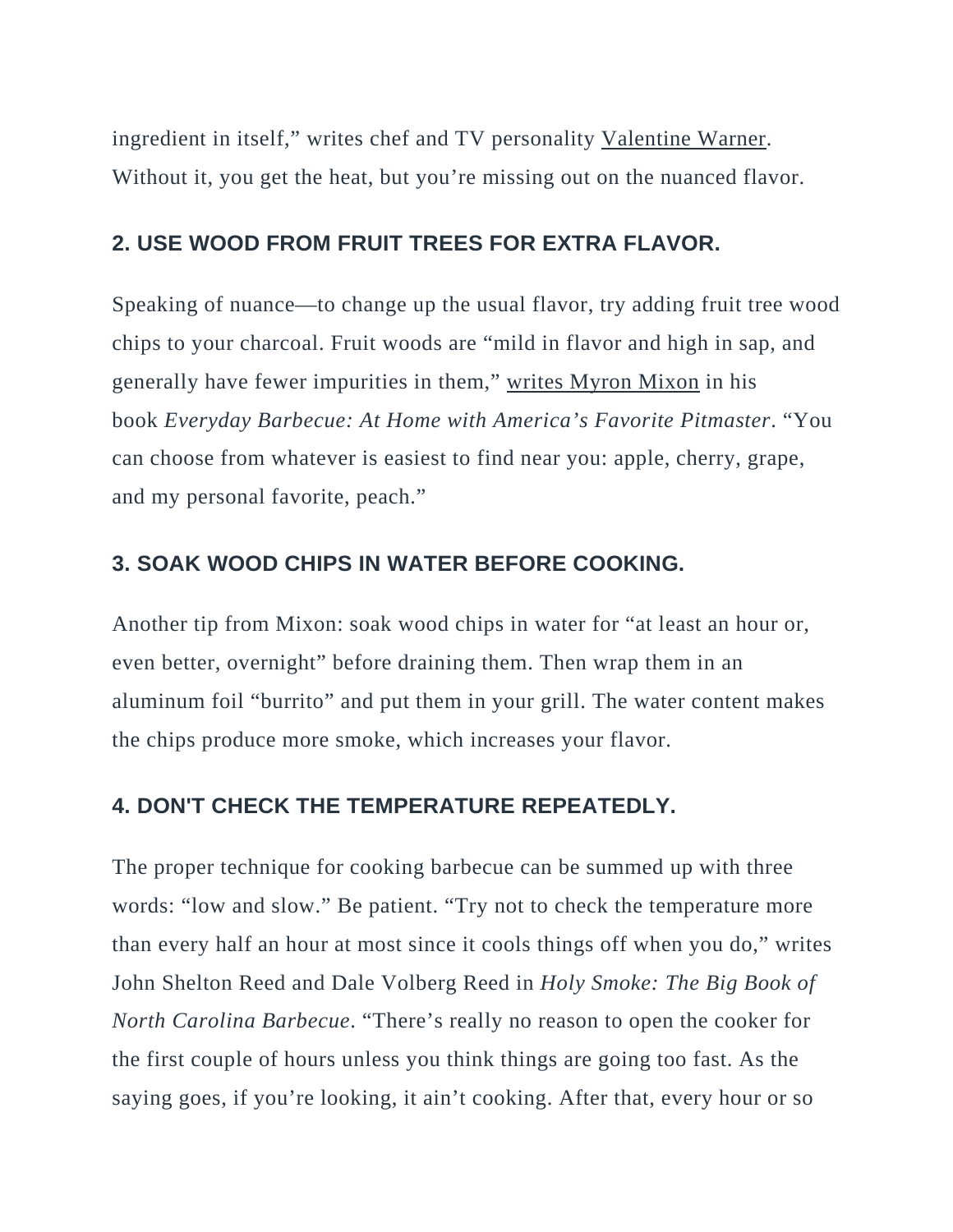ingredient in itself," writes chef and TV personality Valentine Warner. Without it, you get the heat, but you're missing out on the nuanced flavor.

## 2. USE WOOD FROM FRUIT TREES FOR EXTRA FLAVOR.

Speaking of nuance—to change up the usual flavor, try adding fruit tree wood chips to your charcoal. Fruit woods are "mild in flavor and high in sap, and generally have fewer impurities in them," writes Myron Mixon in his book *Everyday Barbecue: At Home with America's Favorite Pitmaster*. "You can choose from whatever is easiest to find near you: apple, cherry, grape, and my personal favorite, peach."

## 3. SOAK WOOD CHIPS IN WATER BEFORE COOKING.

Another tip from Mixon: soak wood chips in water for "at least an hour or, even better, overnight" before draining them. Then wrap them in an aluminum foil "burrito" and put them in your grill. The water content makes the chips produce more smoke, which increases your flavor.

## 4. DON'T CHECK THE TEMPERATURE REPEATEDLY.

The proper technique for cooking barbecue can be summed up with three words: "low and slow." Be patient. "Try not to check the temperature more than every half an hour at most since it cools things off when you do," writes John Shelton Reed and Dale Volberg Reed in *Holy Smoke: The Big Book of North Carolina Barbecue*. "There's really no reason to open the cooker for the first couple of hours unless you think things are going too fast. As the saying goes, if you're looking, it ain't cooking. After that, every hour or so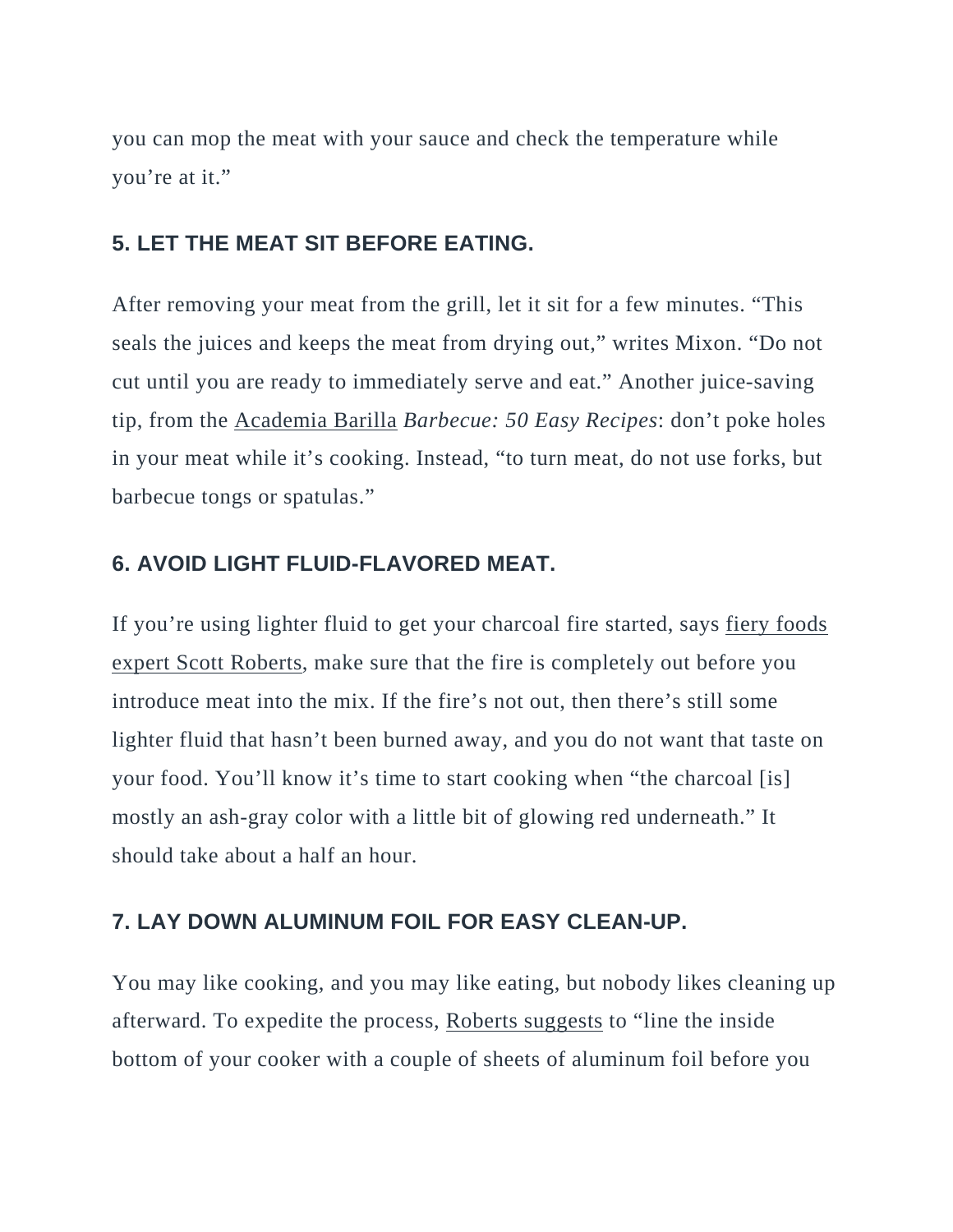you can mop the meat with your sauce and check the temperature while you're at it."

### 5. LET THE MEAT SIT BEFORE EATING.

After removing your meat from the grill, let it sit for a few minutes. "This seals the juices and keeps the meat from drying out," writes Mixon. "Do not cut until you are ready to immediately serve and eat." Another juice-saving tip, from the Academia Barilla *Barbecue: 50 Easy Recipes*: don't poke holes in your meat while it's cooking. Instead, "to turn meat, do not use forks, but barbecue tongs or spatulas."

### 6. AVOID LIGHT FLUID-FLAVORED MEAT.

If you're using lighter fluid to get your charcoal fire started, says fiery foods expert Scott Roberts, make sure that the fire is completely out before you introduce meat into the mix. If the fire's not out, then there's still some lighter fluid that hasn't been burned away, and you do not want that taste on your food. You'll know it's time to start cooking when "the charcoal [is] mostly an ash-gray color with a little bit of glowing red underneath." It should take about a half an hour.

### 7. LAY DOWN ALUMINUM FOIL FOR EASY CLEAN-UP.

You may like cooking, and you may like eating, but nobody likes cleaning up afterward. To expedite the process, Roberts suggests to "line the inside bottom of your cooker with a couple of sheets of aluminum foil before you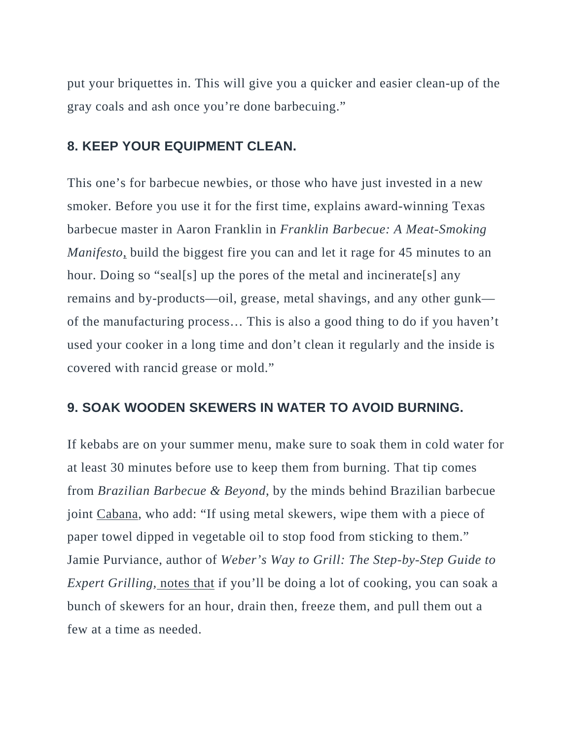put your briquettes in. This will give you a quicker and easier clean-up of the gray coals and ash once you're done barbecuing."

### 8. KEEP YOUR EQUIPMENT CLEAN.

This one's for barbecue newbies, or those who have just invested in a new smoker. Before you use it for the first time, explains award-winning Texas barbecue master in Aaron Franklin in *Franklin Barbecue: A Meat-Smoking Manifesto*, build the biggest fire you can and let it rage for 45 minutes to an hour. Doing so "seal[s] up the pores of the metal and incinerate[s] any remains and by-products—oil, grease, metal shavings, and any other gunk—of the manufacturing process… This is also a good thing to do if you haven't used your cooker in a long time and don't clean it regularly and the inside is covered with rancid grease or mold."

### 9. SOAK WOODEN SKEWERS IN WATER TO AVOID BURNING.

If kebabs are on your summer menu, make sure to soak them in cold water for at least 30 minutes before use to keep them from burning. That tip comes from *Brazilian Barbecue & Beyond*, by the minds behind Brazilian barbecue joint Cabana, who add: "If using metal skewers, wipe them with a piece of paper towel dipped in vegetable oil to stop food from sticking to them." Jamie Purviance, author of *Weber's Way to Grill: The Step-by-Step Guide to Expert Grilling,* notes that if you'll be doing a lot of cooking, you can soak a bunch of skewers for an hour, drain then, freeze them, and pull them out a few at a time as needed.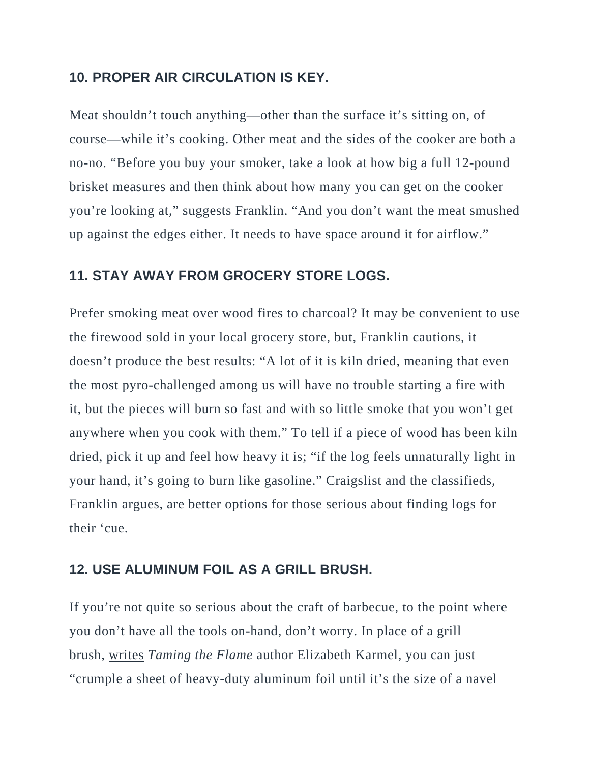## 10. PROPER AIR CIRCULATION IS KEY.

Meat shouldn't touch anything—other than the surface it's sitting on, of course—while it's cooking. Other meat and the sides of the cooker are both a no-no. "Before you buy your smoker, take a look at how big a full 12-pound brisket measures and then think about how many you can get on the cooker you're looking at," suggests Franklin. "And you don't want the meat smushed up against the edges either. It needs to have space around it for airflow."

## 11. STAY AWAY FROM GROCERY STORE LOGS.

Prefer smoking meat over wood fires to charcoal? It may be convenient to use the firewood sold in your local grocery store, but, Franklin cautions, it doesn't produce the best results: "A lot of it is kiln dried, meaning that even the most pyro-challenged among us will have no trouble starting a fire with it, but the pieces will burn so fast and with so little smoke that you won't get anywhere when you cook with them." To tell if a piece of wood has been kiln dried, pick it up and feel how heavy it is; "if the log feels unnaturally light in your hand, it's going to burn like gasoline." Craigslist and the classifieds, Franklin argues, are better options for those serious about finding logs for their 'cue.

## 12. USE ALUMINUM FOIL AS A GRILL BRUSH.

If you're not quite so serious about the craft of barbecue, to the point where you don't have all the tools on-hand, don't worry. In place of a grill brush, writes *Taming the Flame* author Elizabeth Karmel, you can just "crumple a sheet of heavy-duty aluminum foil until it's the size of a navel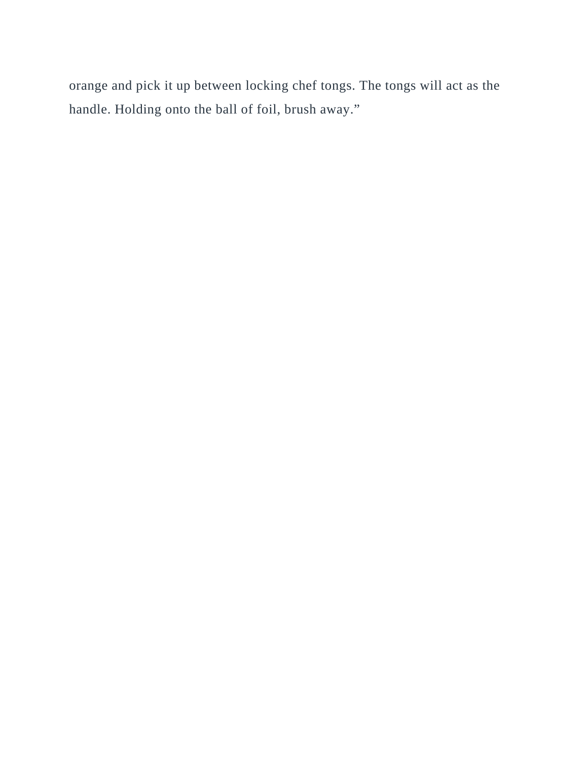orange and pick it up between locking chef tongs. The tongs will act as the handle. Holding onto the ball of foil, brush away."